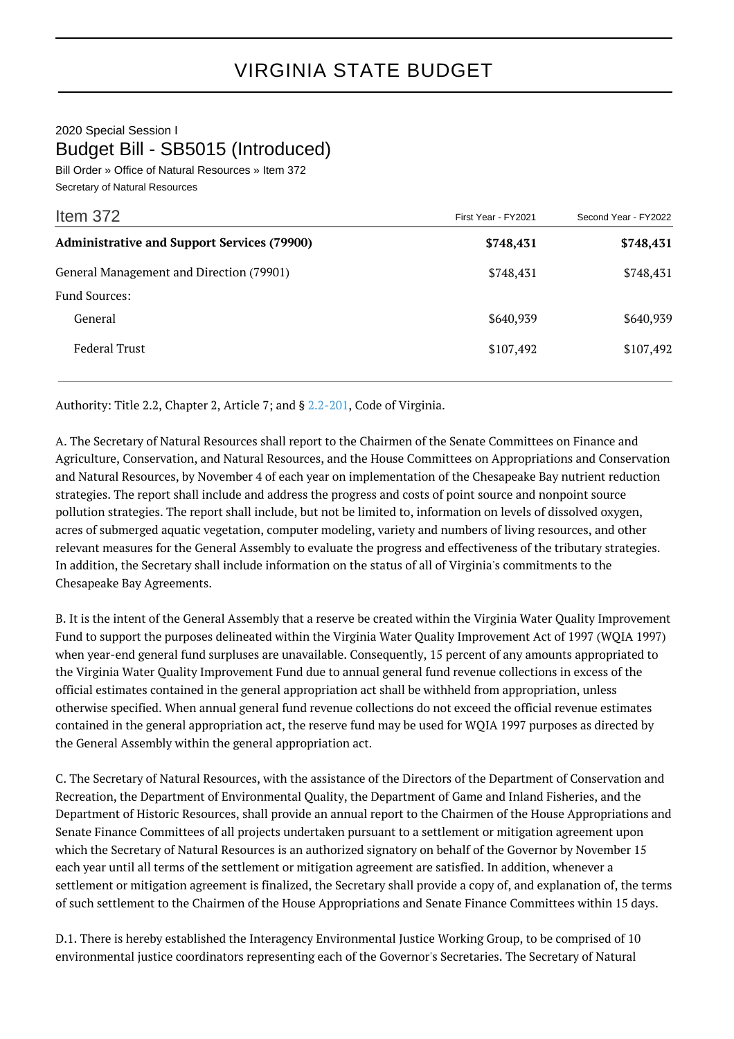# VIRGINIA STATE BUDGET

2020 Special Session I

## Budget Bill - SB5015 (Introduced)

Bill Order » Office of Natural Resources » Item 372

Secretary of Natural Resources

| Item 372 | First Year - FY2021 | Second Year - FY2022 |
|---|---|---|
| **Administrative and Support Services (79900)** | **$748,431** | **$748,431** |
| General Management and Direction (79901) | $748,431 | $748,431 |
| Fund Sources: | | |
| General | $640,939 | $640,939 |
| Federal Trust | $107,492 | $107,492 |

Authority: Title 2.2, Chapter 2, Article 7; and § 2.2-201, Code of Virginia.

A. The Secretary of Natural Resources shall report to the Chairmen of the Senate Committees on Finance and Agriculture, Conservation, and Natural Resources, and the House Committees on Appropriations and Conservation and Natural Resources, by November 4 of each year on implementation of the Chesapeake Bay nutrient reduction strategies. The report shall include and address the progress and costs of point source and nonpoint source pollution strategies. The report shall include, but not be limited to, information on levels of dissolved oxygen, acres of submerged aquatic vegetation, computer modeling, variety and numbers of living resources, and other relevant measures for the General Assembly to evaluate the progress and effectiveness of the tributary strategies. In addition, the Secretary shall include information on the status of all of Virginia's commitments to the Chesapeake Bay Agreements.

B. It is the intent of the General Assembly that a reserve be created within the Virginia Water Quality Improvement Fund to support the purposes delineated within the Virginia Water Quality Improvement Act of 1997 (WQIA 1997) when year-end general fund surpluses are unavailable. Consequently, 15 percent of any amounts appropriated to the Virginia Water Quality Improvement Fund due to annual general fund revenue collections in excess of the official estimates contained in the general appropriation act shall be withheld from appropriation, unless otherwise specified. When annual general fund revenue collections do not exceed the official revenue estimates contained in the general appropriation act, the reserve fund may be used for WQIA 1997 purposes as directed by the General Assembly within the general appropriation act.

C. The Secretary of Natural Resources, with the assistance of the Directors of the Department of Conservation and Recreation, the Department of Environmental Quality, the Department of Game and Inland Fisheries, and the Department of Historic Resources, shall provide an annual report to the Chairmen of the House Appropriations and Senate Finance Committees of all projects undertaken pursuant to a settlement or mitigation agreement upon which the Secretary of Natural Resources is an authorized signatory on behalf of the Governor by November 15 each year until all terms of the settlement or mitigation agreement are satisfied. In addition, whenever a settlement or mitigation agreement is finalized, the Secretary shall provide a copy of, and explanation of, the terms of such settlement to the Chairmen of the House Appropriations and Senate Finance Committees within 15 days.

D.1. There is hereby established the Interagency Environmental Justice Working Group, to be comprised of 10 environmental justice coordinators representing each of the Governor's Secretaries. The Secretary of Natural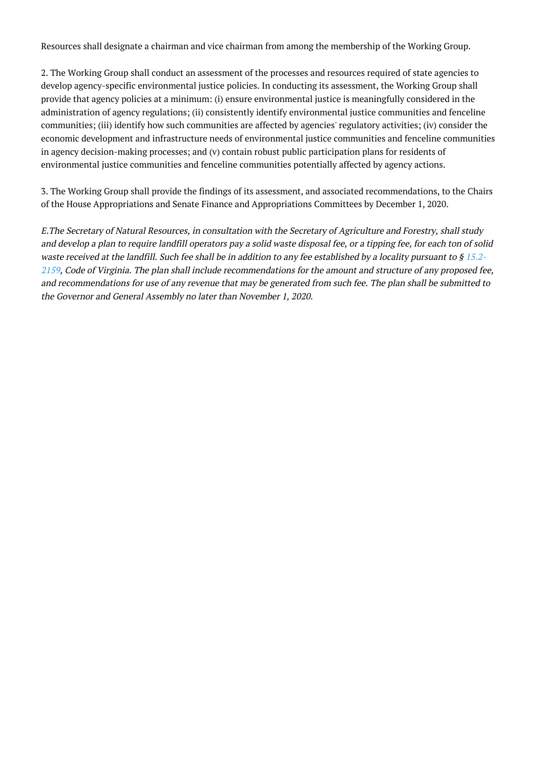Resources shall designate a chairman and vice chairman from among the membership of the Working Group.

2. The Working Group shall conduct an assessment of the processes and resources required of state agencies to develop agency-specific environmental justice policies. In conducting its assessment, the Working Group shall provide that agency policies at a minimum: (i) ensure environmental justice is meaningfully considered in the administration of agency regulations; (ii) consistently identify environmental justice communities and fenceline communities; (iii) identify how such communities are affected by agencies' regulatory activities; (iv) consider the economic development and infrastructure needs of environmental justice communities and fenceline communities in agency decision-making processes; and (v) contain robust public participation plans for residents of environmental justice communities and fenceline communities potentially affected by agency actions.

3. The Working Group shall provide the findings of its assessment, and associated recommendations, to the Chairs of the House Appropriations and Senate Finance and Appropriations Committees by December 1, 2020.

*E.The Secretary of Natural Resources, in consultation with the Secretary of Agriculture and Forestry, shall study and develop a plan to require landfill operators pay a solid waste disposal fee, or a tipping fee, for each ton of solid waste received at the landfill. Such fee shall be in addition to any fee established by a locality pursuant to § 15.2-2159, Code of Virginia. The plan shall include recommendations for the amount and structure of any proposed fee, and recommendations for use of any revenue that may be generated from such fee. The plan shall be submitted to the Governor and General Assembly no later than November 1, 2020.*